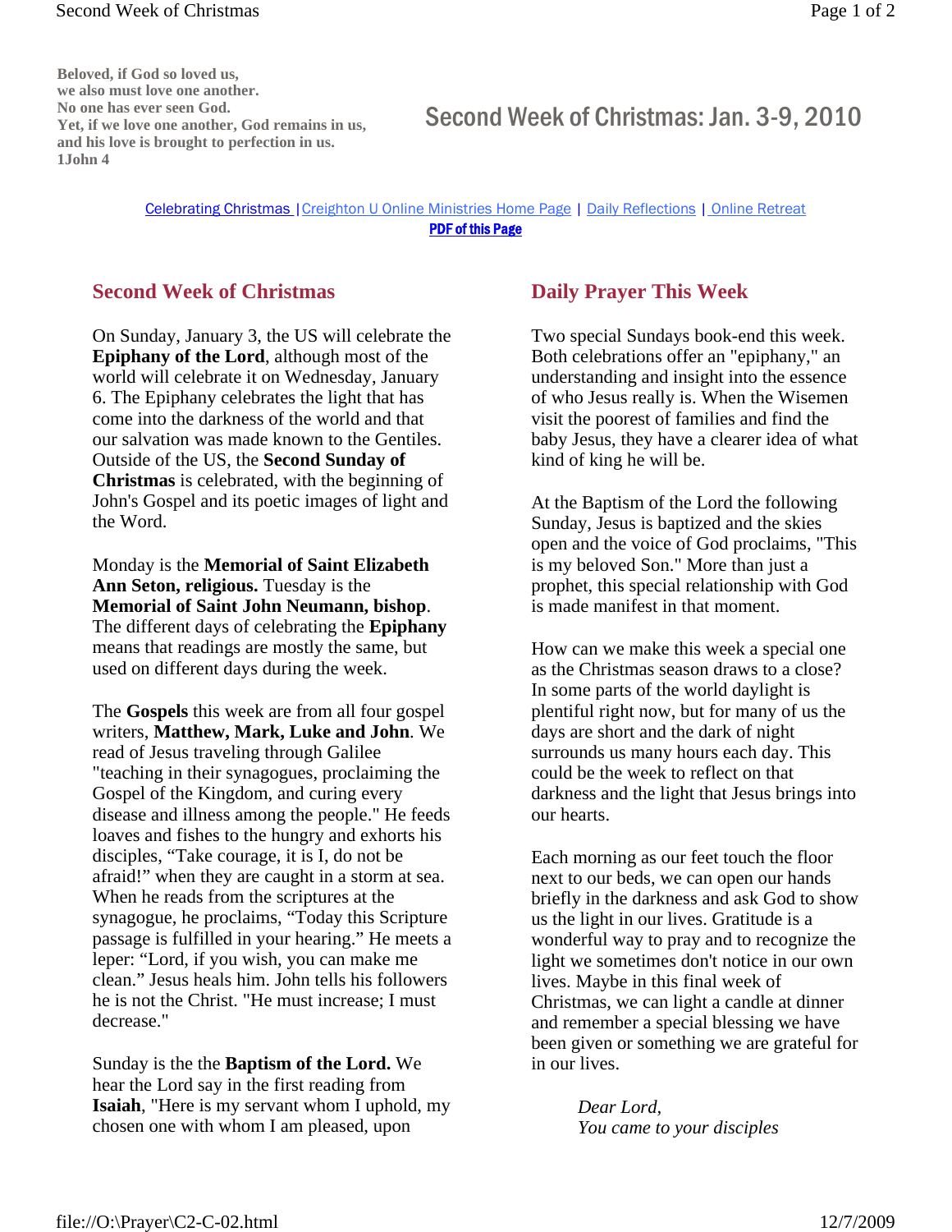**Beloved, if God so loved us,**
**we also must love one another.**
**No one has ever seen God.**
**Yet, if we love one another, God remains in us,**
**and his love is brought to perfection in us.**
**1John 4**

# Second Week of Christmas: Jan. 3-9, 2010

Celebrating Christmas | Creighton U Online Ministries Home Page | Daily Reflections | Online Retreat
**PDF of this Page**

## Second Week of Christmas

On Sunday, January 3, the US will celebrate the **Epiphany of the Lord**, although most of the world will celebrate it on Wednesday, January 6. The Epiphany celebrates the light that has come into the darkness of the world and that our salvation was made known to the Gentiles. Outside of the US, the **Second Sunday of Christmas** is celebrated, with the beginning of John's Gospel and its poetic images of light and the Word.

Monday is the **Memorial of Saint Elizabeth Ann Seton, religious.** Tuesday is the **Memorial of Saint John Neumann, bishop**. The different days of celebrating the **Epiphany** means that readings are mostly the same, but used on different days during the week.

The **Gospels** this week are from all four gospel writers, **Matthew, Mark, Luke and John**. We read of Jesus traveling through Galilee "teaching in their synagogues, proclaiming the Gospel of the Kingdom, and curing every disease and illness among the people." He feeds loaves and fishes to the hungry and exhorts his disciples, “Take courage, it is I, do not be afraid!” when they are caught in a storm at sea. When he reads from the scriptures at the synagogue, he proclaims, “Today this Scripture passage is fulfilled in your hearing.” He meets a leper: “Lord, if you wish, you can make me clean.” Jesus heals him. John tells his followers he is not the Christ. "He must increase; I must decrease."

Sunday is the the **Baptism of the Lord.** We hear the Lord say in the first reading from **Isaiah**, "Here is my servant whom I uphold, my chosen one with whom I am pleased, upon

## Daily Prayer This Week

Two special Sundays book-end this week. Both celebrations offer an "epiphany," an understanding and insight into the essence of who Jesus really is. When the Wisemen visit the poorest of families and find the baby Jesus, they have a clearer idea of what kind of king he will be.

At the Baptism of the Lord the following Sunday, Jesus is baptized and the skies open and the voice of God proclaims, "This is my beloved Son." More than just a prophet, this special relationship with God is made manifest in that moment.

How can we make this week a special one as the Christmas season draws to a close? In some parts of the world daylight is plentiful right now, but for many of us the days are short and the dark of night surrounds us many hours each day. This could be the week to reflect on that darkness and the light that Jesus brings into our hearts.

Each morning as our feet touch the floor next to our beds, we can open our hands briefly in the darkness and ask God to show us the light in our lives. Gratitude is a wonderful way to pray and to recognize the light we sometimes don't notice in our own lives. Maybe in this final week of Christmas, we can light a candle at dinner and remember a special blessing we have been given or something we are grateful for in our lives.

*Dear Lord,*
*You came to your disciples*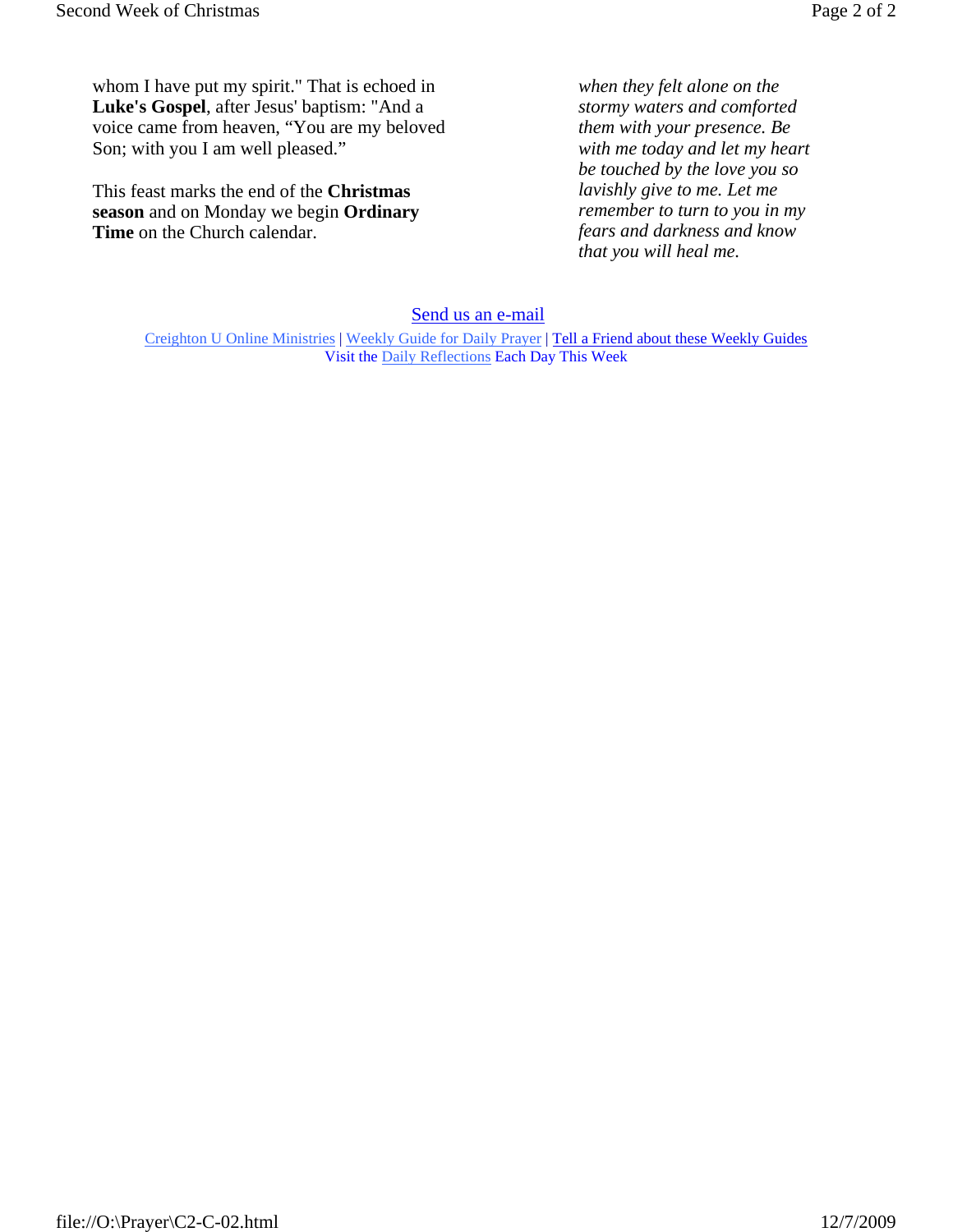whom I have put my spirit." That is echoed in **Luke's Gospel**, after Jesus' baptism: "And a voice came from heaven, “You are my beloved Son; with you I am well pleased.”

This feast marks the end of the **Christmas season** and on Monday we begin **Ordinary Time** on the Church calendar.

*when they felt alone on the stormy waters and comforted them with your presence. Be with me today and let my heart be touched by the love you so lavishly give to me. Let me remember to turn to you in my fears and darkness and know that you will heal me.*

Send us an e-mail

Creighton U Online Ministries | Weekly Guide for Daily Prayer | Tell a Friend about these Weekly Guides
Visit the Daily Reflections Each Day This Week